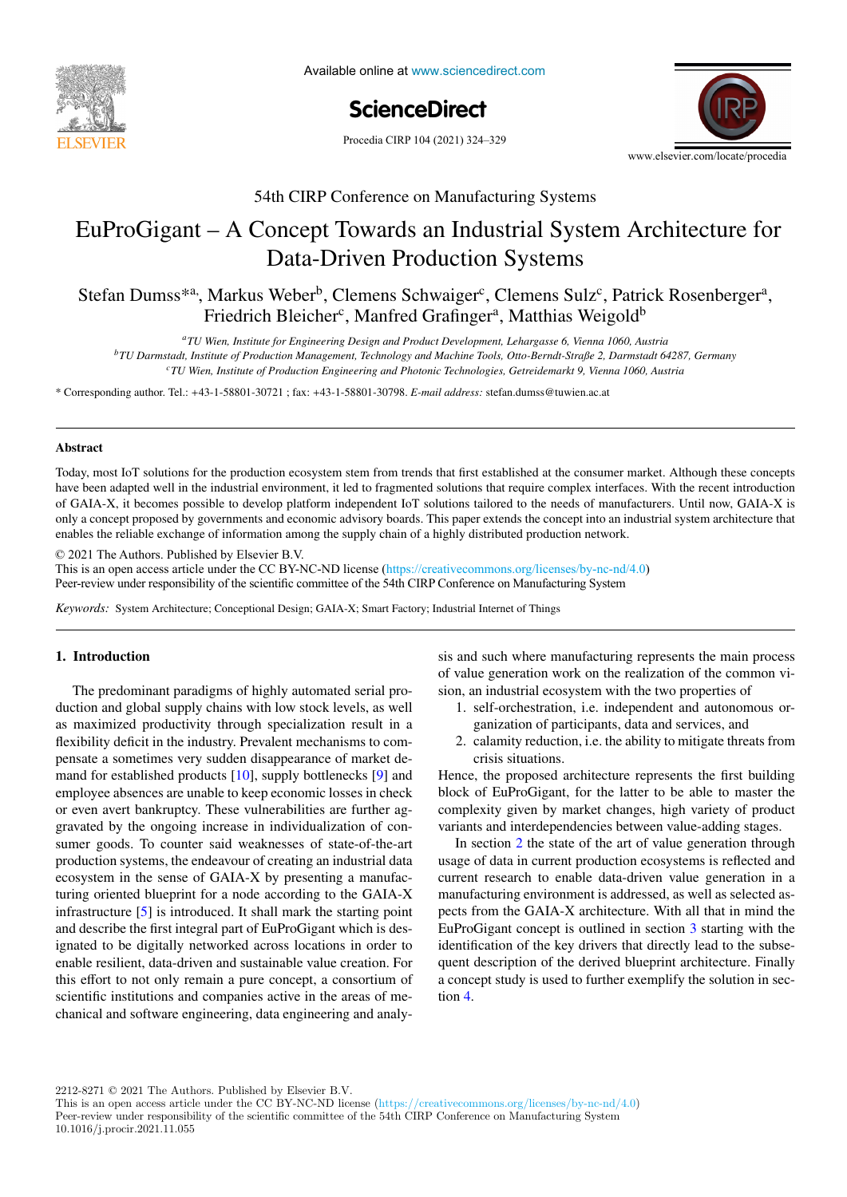# EuProGigant – A Concept Towards an Industrial System Architecture for Data-Driven Production Systems

Stefan Dumss*[a], Markus Weber[b], Clemens Schwaiger[c], Clemens Sulz[c], Patrick Rosenberger[a], Friedrich Bleicher[c], Manfred Grafinger[a], Matthias Weigold[b]

[a] *TU Wien, Institute for Engineering Design and Product Development, Lehargasse 6, Vienna 1060, Austria*
[b] *TU Darmstadt, Institute of Production Management, Technology and Machine Tools, Otto-Berndt-Straße 2, Darmstadt 64287, Germany*
[c] *TU Wien, Institute of Production Engineering and Photonic Technologies, Getreidemarkt 9, Vienna 1060, Austria*

\* Corresponding author. Tel.: +43-1-58801-30721 ; fax: +43-1-58801-30798. *E-mail address:* stefan.dumss@tuwien.ac.at

## Abstract

Today, most IoT solutions for the production ecosystem stem from trends that first established at the consumer market. Although these concepts have been adapted well in the industrial environment, it led to fragmented solutions that require complex interfaces. With the recent introduction of GAIA-X, it becomes possible to develop platform independent IoT solutions tailored to the needs of manufacturers. Until now, GAIA-X is only a concept proposed by governments and economic advisory boards. This paper extends the concept into an industrial system architecture that enables the reliable exchange of information among the supply chain of a highly distributed production network.

© 2021 The Authors. Published by Elsevier B.V.
This is an open access article under the CC BY-NC-ND license (https://creativecommons.org/licenses/by-nc-nd/4.0)
Peer-review under responsibility of the scientific committee of the 54th CIRP Conference on Manufacturing System

*Keywords:* System Architecture; Conceptional Design; GAIA-X; Smart Factory; Industrial Internet of Things

## 1. Introduction

The predominant paradigms of highly automated serial production and global supply chains with low stock levels, as well as maximized productivity through specialization result in a flexibility deficit in the industry. Prevalent mechanisms to compensate a sometimes very sudden disappearance of market demand for established products [10], supply bottlenecks [9] and employee absences are unable to keep economic losses in check or even avert bankruptcy. These vulnerabilities are further aggravated by the ongoing increase in individualization of consumer goods. To counter said weaknesses of state-of-the-art production systems, the endeavour of creating an industrial data ecosystem in the sense of GAIA-X by presenting a manufacturing oriented blueprint for a node according to the GAIA-X infrastructure [5] is introduced. It shall mark the starting point and describe the first integral part of EuProGigant which is designated to be digitally networked across locations in order to enable resilient, data-driven and sustainable value creation. For this effort to not only remain a pure concept, a consortium of scientific institutions and companies active in the areas of mechanical and software engineering, data engineering and analysis and such where manufacturing represents the main process of value generation work on the realization of the common vision, an industrial ecosystem with the two properties of

1. self-orchestration, i.e. independent and autonomous organization of participants, data and services, and
2. calamity reduction, i.e. the ability to mitigate threats from crisis situations.

Hence, the proposed architecture represents the first building block of EuProGigant, for the latter to be able to master the complexity given by market changes, high variety of product variants and interdependencies between value-adding stages.

In section 2 the state of the art of value generation through usage of data in current production ecosystems is reflected and current research to enable data-driven value generation in a manufacturing environment is addressed, as well as selected aspects from the GAIA-X architecture. With all that in mind the EuProGigant concept is outlined in section 3 starting with the identification of the key drivers that directly lead to the subsequent description of the derived blueprint architecture. Finally a concept study is used to further exemplify the solution in section 4.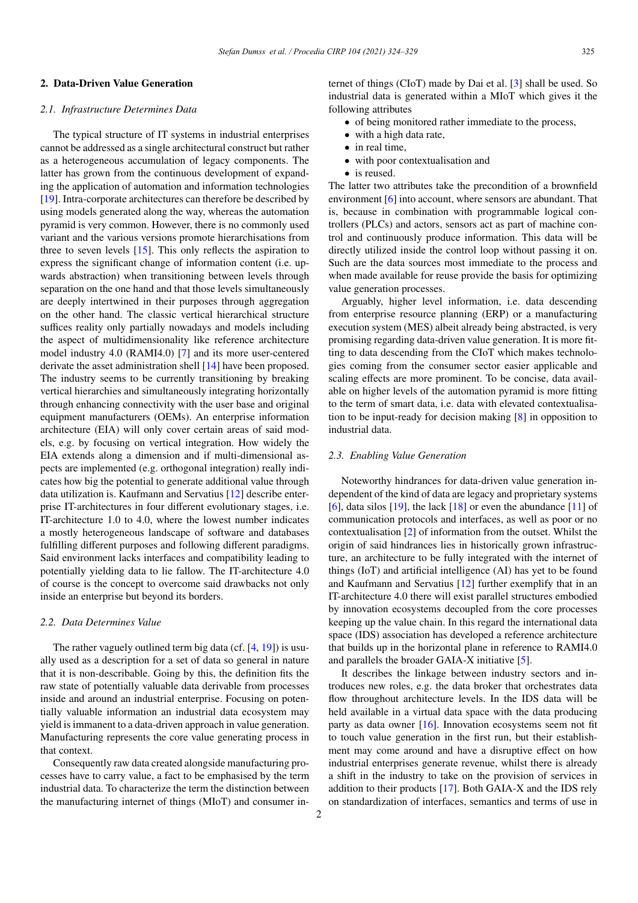## 2. Data-Driven Value Generation

### 2.1. Infrastructure Determines Data

The typical structure of IT systems in industrial enterprises cannot be addressed as a single architectural construct but rather as a heterogeneous accumulation of legacy components. The latter has grown from the continuous development of expanding the application of automation and information technologies [19]. Intra-corporate architectures can therefore be described by using models generated along the way, whereas the automation pyramid is very common. However, there is no commonly used variant and the various versions promote hierarchisations from three to seven levels [15]. This only reflects the aspiration to express the significant change of information content (i.e. upwards abstraction) when transitioning between levels through separation on the one hand and that those levels simultaneously are deeply intertwined in their purposes through aggregation on the other hand. The classic vertical hierarchical structure suffices reality only partially nowadays and models including the aspect of multidimensionality like reference architecture model industry 4.0 (RAMI4.0) [7] and its more user-centered derivate the asset administration shell [14] have been proposed. The industry seems to be currently transitioning by breaking vertical hierarchies and simultaneously integrating horizontally through enhancing connectivity with the user base and original equipment manufacturers (OEMs). An enterprise information architecture (EIA) will only cover certain areas of said models, e.g. by focusing on vertical integration. How widely the EIA extends along a dimension and if multi-dimensional aspects are implemented (e.g. orthogonal integration) really indicates how big the potential to generate additional value through data utilization is. Kaufmann and Servatius [12] describe enterprise IT-architectures in four different evolutionary stages, i.e. IT-architecture 1.0 to 4.0, where the lowest number indicates a mostly heterogeneous landscape of software and databases fulfilling different purposes and following different paradigms. Said environment lacks interfaces and compatibility leading to potentially yielding data to lie fallow. The IT-architecture 4.0 of course is the concept to overcome said drawbacks not only inside an enterprise but beyond its borders.

### 2.2. Data Determines Value

The rather vaguely outlined term big data (cf. [4, 19]) is usually used as a description for a set of data so general in nature that it is non-describable. Going by this, the definition fits the raw state of potentially valuable data derivable from processes inside and around an industrial enterprise. Focusing on potentially valuable information an industrial data ecosystem may yield is immanent to a data-driven approach in value generation. Manufacturing represents the core value generating process in that context.

Consequently raw data created alongside manufacturing processes have to carry value, a fact to be emphasised by the term industrial data. To characterize the term the distinction between the manufacturing internet of things (MIoT) and consumer internet of things (CIoT) made by Dai et al. [3] shall be used. So industrial data is generated within a MIoT which gives it the following attributes

- of being monitored rather immediate to the process,
- with a high data rate,
- in real time,
- with poor contextualisation and
- is reused.

The latter two attributes take the precondition of a brownfield environment [6] into account, where sensors are abundant. That is, because in combination with programmable logical controllers (PLCs) and actors, sensors act as part of machine control and continuously produce information. This data will be directly utilized inside the control loop without passing it on. Such are the data sources most immediate to the process and when made available for reuse provide the basis for optimizing value generation processes.

Arguably, higher level information, i.e. data descending from enterprise resource planning (ERP) or a manufacturing execution system (MES) albeit already being abstracted, is very promising regarding data-driven value generation. It is more fitting to data descending from the CIoT which makes technologies coming from the consumer sector easier applicable and scaling effects are more prominent. To be concise, data available on higher levels of the automation pyramid is more fitting to the term of smart data, i.e. data with elevated contextualisation to be input-ready for decision making [8] in opposition to industrial data.

### 2.3. Enabling Value Generation

Noteworthy hindrances for data-driven value generation independent of the kind of data are legacy and proprietary systems [6], data silos [19], the lack [18] or even the abundance [11] of communication protocols and interfaces, as well as poor or no contextualisation [2] of information from the outset. Whilst the origin of said hindrances lies in historically grown infrastructure, an architecture to be fully integrated with the internet of things (IoT) and artificial intelligence (AI) has yet to be found and Kaufmann and Servatius [12] further exemplify that in an IT-architecture 4.0 there will exist parallel structures embodied by innovation ecosystems decoupled from the core processes keeping up the value chain. In this regard the international data space (IDS) association has developed a reference architecture that builds up in the horizontal plane in reference to RAMI4.0 and parallels the broader GAIA-X initiative [5].

It describes the linkage between industry sectors and introduces new roles, e.g. the data broker that orchestrates data flow throughout architecture levels. In the IDS data will be held available in a virtual data space with the data producing party as data owner [16]. Innovation ecosystems seem not fit to touch value generation in the first run, but their establishment may come around and have a disruptive effect on how industrial enterprises generate revenue, whilst there is already a shift in the industry to take on the provision of services in addition to their products [17]. Both GAIA-X and the IDS rely on standardization of interfaces, semantics and terms of use in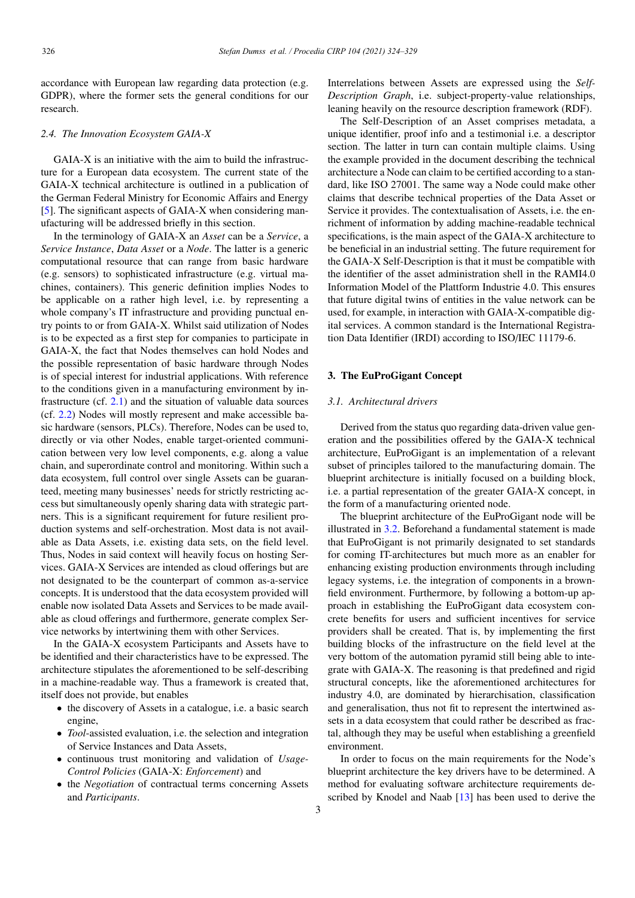accordance with European law regarding data protection (e.g. GDPR), where the former sets the general conditions for our research.

### 2.4. The Innovation Ecosystem GAIA-X

GAIA-X is an initiative with the aim to build the infrastructure for a European data ecosystem. The current state of the GAIA-X technical architecture is outlined in a publication of the German Federal Ministry for Economic Affairs and Energy [5]. The significant aspects of GAIA-X when considering manufacturing will be addressed briefly in this section.

In the terminology of GAIA-X an *Asset* can be a *Service*, a *Service Instance*, *Data Asset* or a *Node*. The latter is a generic computational resource that can range from basic hardware (e.g. sensors) to sophisticated infrastructure (e.g. virtual machines, containers). This generic definition implies Nodes to be applicable on a rather high level, i.e. by representing a whole company's IT infrastructure and providing punctual entry points to or from GAIA-X. Whilst said utilization of Nodes is to be expected as a first step for companies to participate in GAIA-X, the fact that Nodes themselves can hold Nodes and the possible representation of basic hardware through Nodes is of special interest for industrial applications. With reference to the conditions given in a manufacturing environment by infrastructure (cf. 2.1) and the situation of valuable data sources (cf. 2.2) Nodes will mostly represent and make accessible basic hardware (sensors, PLCs). Therefore, Nodes can be used to, directly or via other Nodes, enable target-oriented communication between very low level components, e.g. along a value chain, and superordinate control and monitoring. Within such a data ecosystem, full control over single Assets can be guaranteed, meeting many businesses' needs for strictly restricting access but simultaneously openly sharing data with strategic partners. This is a significant requirement for future resilient production systems and self-orchestration. Most data is not available as Data Assets, i.e. existing data sets, on the field level. Thus, Nodes in said context will heavily focus on hosting Services. GAIA-X Services are intended as cloud offerings but are not designated to be the counterpart of common as-a-service concepts. It is understood that the data ecosystem provided will enable now isolated Data Assets and Services to be made available as cloud offerings and furthermore, generate complex Service networks by intertwining them with other Services.

In the GAIA-X ecosystem Participants and Assets have to be identified and their characteristics have to be expressed. The architecture stipulates the aforementioned to be self-describing in a machine-readable way. Thus a framework is created that, itself does not provide, but enables

- the discovery of Assets in a catalogue, i.e. a basic search engine,
- *Tool*-assisted evaluation, i.e. the selection and integration of Service Instances and Data Assets,
- continuous trust monitoring and validation of *Usage-Control Policies* (GAIA-X: *Enforcement*) and
- the *Negotiation* of contractual terms concerning Assets and *Participants*.

Interrelations between Assets are expressed using the *Self-Description Graph*, i.e. subject-property-value relationships, leaning heavily on the resource description framework (RDF).

The Self-Description of an Asset comprises metadata, a unique identifier, proof info and a testimonial i.e. a descriptor section. The latter in turn can contain multiple claims. Using the example provided in the document describing the technical architecture a Node can claim to be certified according to a standard, like ISO 27001. The same way a Node could make other claims that describe technical properties of the Data Asset or Service it provides. The contextualisation of Assets, i.e. the enrichment of information by adding machine-readable technical specifications, is the main aspect of the GAIA-X architecture to be beneficial in an industrial setting. The future requirement for the GAIA-X Self-Description is that it must be compatible with the identifier of the asset administration shell in the RAMI4.0 Information Model of the Plattform Industrie 4.0. This ensures that future digital twins of entities in the value network can be used, for example, in interaction with GAIA-X-compatible digital services. A common standard is the International Registration Data Identifier (IRDI) according to ISO/IEC 11179-6.

## 3. The EuProGigant Concept

### 3.1. Architectural drivers

Derived from the status quo regarding data-driven value generation and the possibilities offered by the GAIA-X technical architecture, EuProGigant is an implementation of a relevant subset of principles tailored to the manufacturing domain. The blueprint architecture is initially focused on a building block, i.e. a partial representation of the greater GAIA-X concept, in the form of a manufacturing oriented node.

The blueprint architecture of the EuProGigant node will be illustrated in 3.2. Beforehand a fundamental statement is made that EuProGigant is not primarily designated to set standards for coming IT-architectures but much more as an enabler for enhancing existing production environments through including legacy systems, i.e. the integration of components in a brownfield environment. Furthermore, by following a bottom-up approach in establishing the EuProGigant data ecosystem concrete benefits for users and sufficient incentives for service providers shall be created. That is, by implementing the first building blocks of the infrastructure on the field level at the very bottom of the automation pyramid still being able to integrate with GAIA-X. The reasoning is that predefined and rigid structural concepts, like the aforementioned architectures for industry 4.0, are dominated by hierarchisation, classification and generalisation, thus not fit to represent the intertwined assets in a data ecosystem that could rather be described as fractal, although they may be useful when establishing a greenfield environment.

In order to focus on the main requirements for the Node's blueprint architecture the key drivers have to be determined. A method for evaluating software architecture requirements described by Knodel and Naab [13] has been used to derive the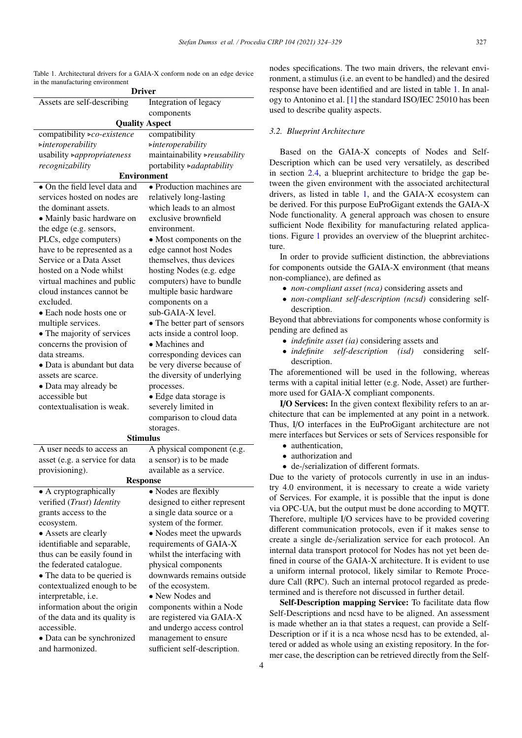Table 1. Architectural drivers for a GAIA-X conform node on an edge device in the manufacturing environment

| **Driver** | |
|---|---|
| Assets are self-describing | Integration of legacy components |
| **Quality Aspect** | |
| compatibility ▹*co-existence* ▹*interoperability* | compatibility ▹*interoperability* |
| usability ▹*appropriateness recognizability* | maintainability ▹*reusability* portability ▹*adaptability* |
| **Environment** | |
| • On the field level data and services hosted on nodes are the dominant assets. • Mainly basic hardware on the edge (e.g. sensors, PLCs, edge computers) have to be represented as a Service or a Data Asset hosted on a Node whilst virtual machines and public cloud instances cannot be excluded. • Each node hosts one or multiple services. • The majority of services concerns the provision of data streams. • Data is abundant but data assets are scarce. • Data may already be accessible but contextualisation is weak. | • Production machines are relatively long-lasting which leads to an almost exclusive brownfield environment. • Most components on the edge cannot host Nodes themselves, thus devices hosting Nodes (e.g. edge computers) have to bundle multiple basic hardware components on a sub-GAIA-X level. • The better part of sensors acts inside a control loop. • Machines and corresponding devices can be very diverse because of the diversity of underlying processes. • Edge data storage is severely limited in comparison to cloud data storages. |
| **Stimulus** | |
| A user needs to access an asset (e.g. a service for data provisioning). | A physical component (e.g. a sensor) is to be made available as a service. |
| **Response** | |
| • A cryptographically verified (*Trust*) *Identity* grants access to the ecosystem. • Assets are clearly identifiable and separable, thus can be easily found in the federated catalogue. • The data to be queried is contextualized enough to be interpretable, i.e. information about the origin of the data and its quality is accessible. • Data can be synchronized and harmonized. | • Nodes are flexibly designed to either represent a single data source or a system of the former. • Nodes meet the upwards requirements of GAIA-X whilst the interfacing with physical components downwards remains outside of the ecosystem. • New Nodes and components within a Node are registered via GAIA-X and undergo access control management to ensure sufficient self-description. |

nodes specifications. The two main drivers, the relevant environment, a stimulus (i.e. an event to be handled) and the desired response have been identified and are listed in table 1. In analogy to Antonino et al. [1] the standard ISO/IEC 25010 has been used to describe quality aspects.

### 3.2. Blueprint Architecture

Based on the GAIA-X concepts of Nodes and Self-Description which can be used very versatilely, as described in section 2.4, a blueprint architecture to bridge the gap between the given environment with the associated architectural drivers, as listed in table 1, and the GAIA-X ecosystem can be derived. For this purpose EuProGigant extends the GAIA-X Node functionality. A general approach was chosen to ensure sufficient Node flexibility for manufacturing related applications. Figure 1 provides an overview of the blueprint architecture.

In order to provide sufficient distinction, the abbreviations for components outside the GAIA-X environment (that means non-compliance), are defined as

- *non-compliant asset (nca)* considering assets and
- *non-compliant self-description (ncsd)* considering self-description.

Beyond that abbreviations for components whose conformity is pending are defined as

- *indefinite asset (ia)* considering assets and
- *indefinite self-description (isd)* considering self-description.

The aforementioned will be used in the following, whereas terms with a capital initial letter (e.g. Node, Asset) are furthermore used for GAIA-X compliant components.

**I/O Services:** In the given context flexibility refers to an architecture that can be implemented at any point in a network. Thus, I/O interfaces in the EuProGigant architecture are not mere interfaces but Services or sets of Services responsible for

- authentication,
- authorization and
- de-/serialization of different formats.

Due to the variety of protocols currently in use in an industry 4.0 environment, it is necessary to create a wide variety of Services. For example, it is possible that the input is done via OPC-UA, but the output must be done according to MQTT. Therefore, multiple I/O services have to be provided covering different communication protocols, even if it makes sense to create a single de-/serialization service for each protocol. An internal data transport protocol for Nodes has not yet been defined in course of the GAIA-X architecture. It is evident to use a uniform internal protocol, likely similar to Remote Procedure Call (RPC). Such an internal protocol regarded as predetermined and is therefore not discussed in further detail.

**Self-Description mapping Service:** To facilitate data flow Self-Descriptions and ncsd have to be aligned. An assessment is made whether an ia that states a request, can provide a Self-Description or if it is a nca whose ncsd has to be extended, altered or added as whole using an existing repository. In the former case, the description can be retrieved directly from the Self-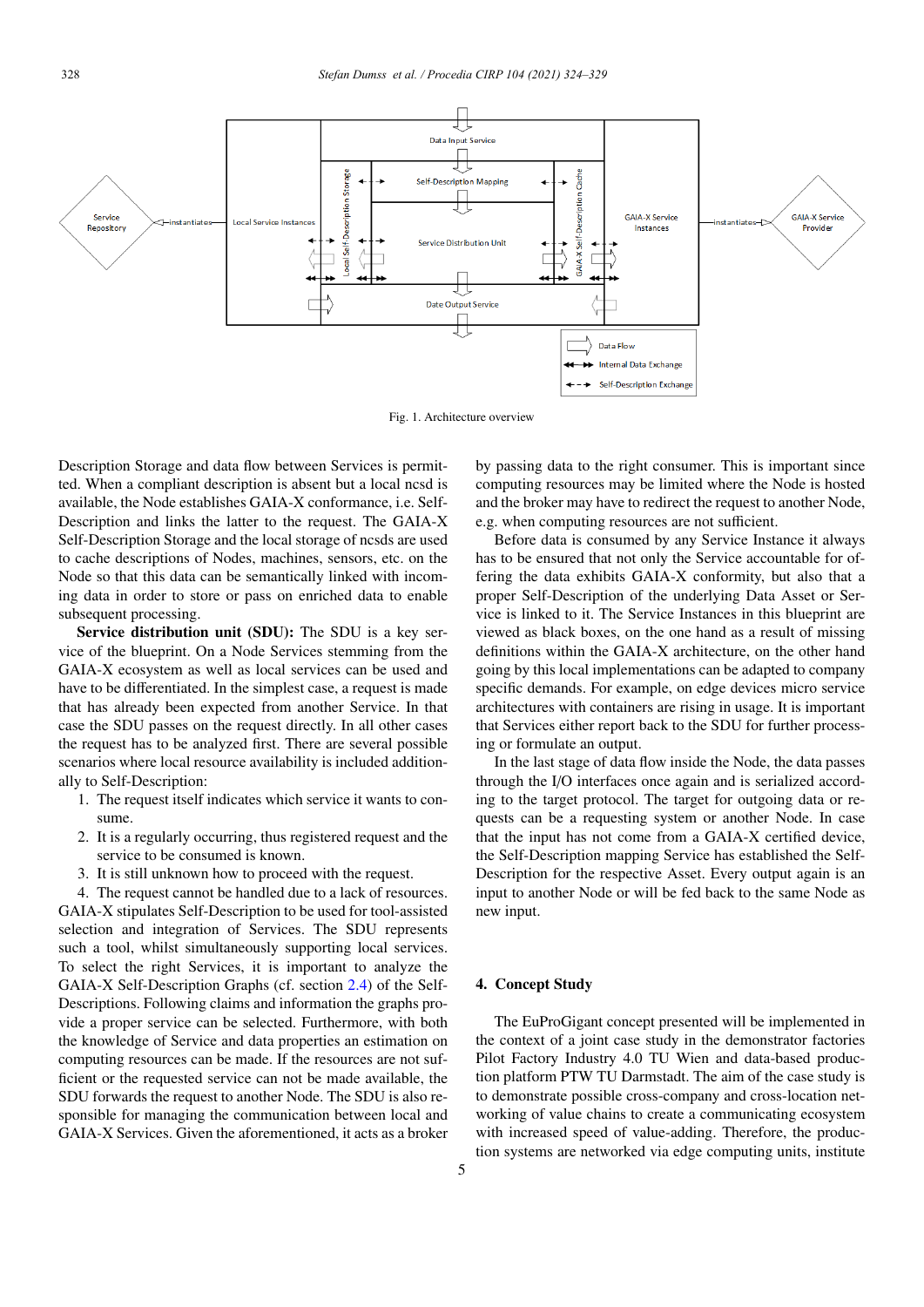Fig. 1. Architecture overview

Description Storage and data flow between Services is permitted. When a compliant description is absent but a local ncsd is available, the Node establishes GAIA-X conformance, i.e. Self-Description and links the latter to the request. The GAIA-X Self-Description Storage and the local storage of ncsds are used to cache descriptions of Nodes, machines, sensors, etc. on the Node so that this data can be semantically linked with incoming data in order to store or pass on enriched data to enable subsequent processing.

**Service distribution unit (SDU):** The SDU is a key service of the blueprint. On a Node Services stemming from the GAIA-X ecosystem as well as local services can be used and have to be differentiated. In the simplest case, a request is made that has already been expected from another Service. In that case the SDU passes on the request directly. In all other cases the request has to be analyzed first. There are several possible scenarios where local resource availability is included additionally to Self-Description:

1. The request itself indicates which service it wants to consume.
2. It is a regularly occurring, thus registered request and the service to be consumed is known.
3. It is still unknown how to proceed with the request.
4. The request cannot be handled due to a lack of resources.

GAIA-X stipulates Self-Description to be used for tool-assisted selection and integration of Services. The SDU represents such a tool, whilst simultaneously supporting local services. To select the right Services, it is important to analyze the GAIA-X Self-Description Graphs (cf. section 2.4) of the Self-Descriptions. Following claims and information the graphs provide a proper service can be selected. Furthermore, with both the knowledge of Service and data properties an estimation on computing resources can be made. If the resources are not sufficient or the requested service can not be made available, the SDU forwards the request to another Node. The SDU is also responsible for managing the communication between local and GAIA-X Services. Given the aforementioned, it acts as a broker by passing data to the right consumer. This is important since computing resources may be limited where the Node is hosted and the broker may have to redirect the request to another Node, e.g. when computing resources are not sufficient.

Before data is consumed by any Service Instance it always has to be ensured that not only the Service accountable for offering the data exhibits GAIA-X conformity, but also that a proper Self-Description of the underlying Data Asset or Service is linked to it. The Service Instances in this blueprint are viewed as black boxes, on the one hand as a result of missing definitions within the GAIA-X architecture, on the other hand going by this local implementations can be adapted to company specific demands. For example, on edge devices micro service architectures with containers are rising in usage. It is important that Services either report back to the SDU for further processing or formulate an output.

In the last stage of data flow inside the Node, the data passes through the I/O interfaces once again and is serialized according to the target protocol. The target for outgoing data or requests can be a requesting system or another Node. In case that the input has not come from a GAIA-X certified device, the Self-Description mapping Service has established the Self-Description for the respective Asset. Every output again is an input to another Node or will be fed back to the same Node as new input.

## 4. Concept Study

The EuProGigant concept presented will be implemented in the context of a joint case study in the demonstrator factories Pilot Factory Industry 4.0 TU Wien and data-based production platform PTW TU Darmstadt. The aim of the case study is to demonstrate possible cross-company and cross-location networking of value chains to create a communicating ecosystem with increased speed of value-adding. Therefore, the production systems are networked via edge computing units, institute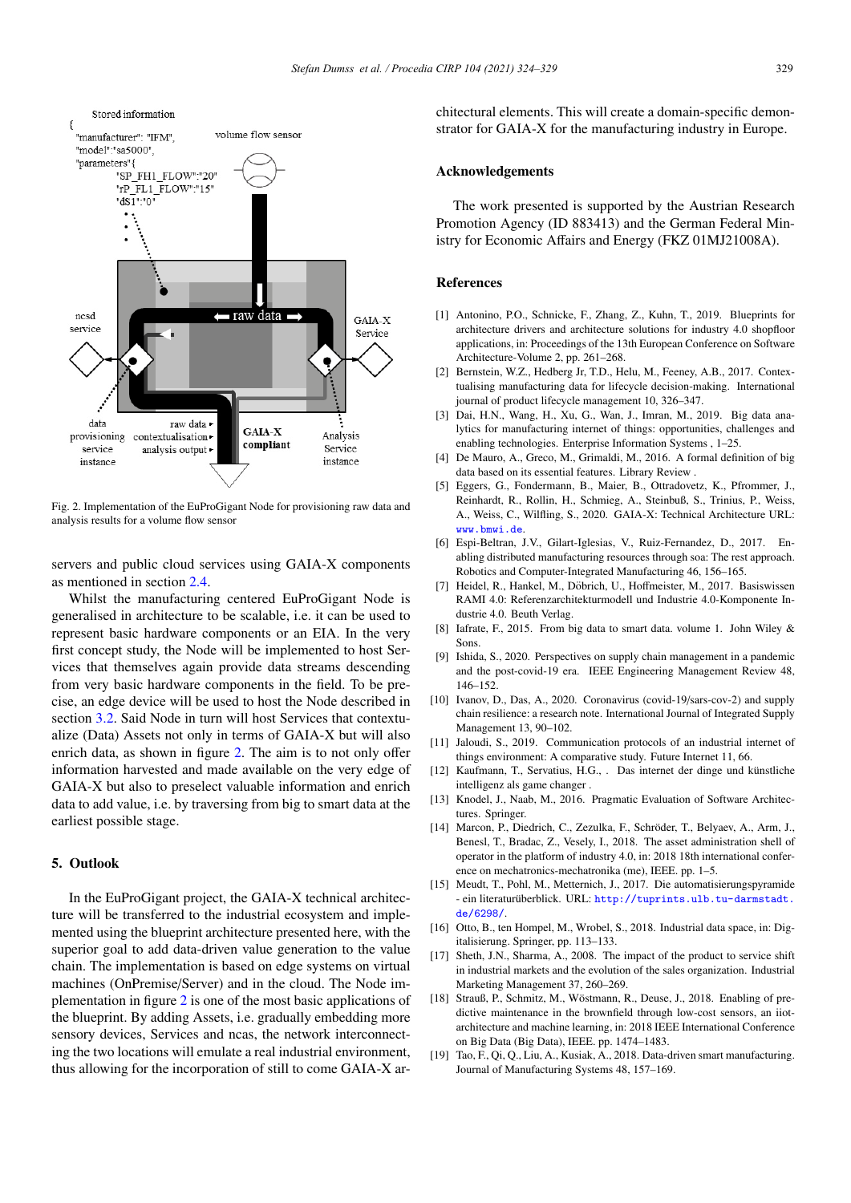Stored information

```
{
"manufacturer": "IFM",
"model":"sa5000",
"parameters"{
    "SP_FH1_FLOW":"20"
    'rP_FL1_FLOW":"15"
    'dS1':'0'
    .
    .
    .
```

volume flow sensor

raw data

ncsd service

GAIA-X Service

data provisioning service instance

raw data ▸
contextualisation ▸
analysis output ▸

GAIA-X compliant

Analysis Service instance

Fig. 2. Implementation of the EuProGigant Node for provisioning raw data and analysis results for a volume flow sensor

servers and public cloud services using GAIA-X components as mentioned in section 2.4.

Whilst the manufacturing centered EuProGigant Node is generalised in architecture to be scalable, i.e. it can be used to represent basic hardware components or an EIA. In the very first concept study, the Node will be implemented to host Services that themselves again provide data streams descending from very basic hardware components in the field. To be precise, an edge device will be used to host the Node described in section 3.2. Said Node in turn will host Services that contextualize (Data) Assets not only in terms of GAIA-X but will also enrich data, as shown in figure 2. The aim is to not only offer information harvested and made available on the very edge of GAIA-X but also to preselect valuable information and enrich data to add value, i.e. by traversing from big to smart data at the earliest possible stage.

## 5. Outlook

In the EuProGigant project, the GAIA-X technical architecture will be transferred to the industrial ecosystem and implemented using the blueprint architecture presented here, with the superior goal to add data-driven value generation to the value chain. The implementation is based on edge systems on virtual machines (OnPremise/Server) and in the cloud. The Node implementation in figure 2 is one of the most basic applications of the blueprint. By adding Assets, i.e. gradually embedding more sensory devices, Services and ncas, the network interconnecting the two locations will emulate a real industrial environment, thus allowing for the incorporation of still to come GAIA-X architectural elements. This will create a domain-specific demonstrator for GAIA-X for the manufacturing industry in Europe.

## Acknowledgements

The work presented is supported by the Austrian Research Promotion Agency (ID 883413) and the German Federal Ministry for Economic Affairs and Energy (FKZ 01MJ21008A).

## References

[1] Antonino, P.O., Schnicke, F., Zhang, Z., Kuhn, T., 2019. Blueprints for architecture drivers and architecture solutions for industry 4.0 shopfloor applications, in: Proceedings of the 13th European Conference on Software Architecture-Volume 2, pp. 261–268.

[2] Bernstein, W.Z., Hedberg Jr, T.D., Helu, M., Feeney, A.B., 2017. Contextualising manufacturing data for lifecycle decision-making. International journal of product lifecycle management 10, 326–347.

[3] Dai, H.N., Wang, H., Xu, G., Wan, J., Imran, M., 2019. Big data analytics for manufacturing internet of things: opportunities, challenges and enabling technologies. Enterprise Information Systems , 1–25.

[4] De Mauro, A., Greco, M., Grimaldi, M., 2016. A formal definition of big data based on its essential features. Library Review .

[5] Eggers, G., Fondermann, B., Maier, B., Ottradovetz, K., Pfrommer, J., Reinhardt, R., Rollin, H., Schmieg, A., Steinbuß, S., Trinius, P., Weiss, A., Weiss, C., Wilfling, S., 2020. GAIA-X: Technical Architecture URL: www.bmwi.de.

[6] Espi-Beltran, J.V., Gilart-Iglesias, V., Ruiz-Fernandez, D., 2017. Enabling distributed manufacturing resources through soa: The rest approach. Robotics and Computer-Integrated Manufacturing 46, 156–165.

[7] Heidel, R., Hankel, M., Döbrich, U., Hoffmeister, M., 2017. Basiswissen RAMI 4.0: Referenzarchitekturmodell und Industrie 4.0-Komponente Industrie 4.0. Beuth Verlag.

[8] Iafrate, F., 2015. From big data to smart data. volume 1. John Wiley & Sons.

[9] Ishida, S., 2020. Perspectives on supply chain management in a pandemic and the post-covid-19 era. IEEE Engineering Management Review 48, 146–152.

[10] Ivanov, D., Das, A., 2020. Coronavirus (covid-19/sars-cov-2) and supply chain resilience: a research note. International Journal of Integrated Supply Management 13, 90–102.

[11] Jaloudi, S., 2019. Communication protocols of an industrial internet of things environment: A comparative study. Future Internet 11, 66.

[12] Kaufmann, T., Servatius, H.G., . Das internet der dinge und künstliche intelligenz als game changer .

[13] Knodel, J., Naab, M., 2016. Pragmatic Evaluation of Software Architectures. Springer.

[14] Marcon, P., Diedrich, C., Zezulka, F., Schröder, T., Belyaev, A., Arm, J., Benesl, T., Bradac, Z., Vesely, I., 2018. The asset administration shell of operator in the platform of industry 4.0, in: 2018 18th international conference on mechatronics-mechatronika (me), IEEE. pp. 1–5.

[15] Meudt, T., Pohl, M., Metternich, J., 2017. Die automatisierungspyramide - ein literaturüberblick. URL: http://tuprints.ulb.tu-darmstadt.de/6298/.

[16] Otto, B., ten Hompel, M., Wrobel, S., 2018. Industrial data space, in: Digitalisierung. Springer, pp. 113–133.

[17] Sheth, J.N., Sharma, A., 2008. The impact of the product to service shift in industrial markets and the evolution of the sales organization. Industrial Marketing Management 37, 260–269.

[18] Strauß, P., Schmitz, M., Wöstmann, R., Deuse, J., 2018. Enabling of predictive maintenance in the brownfield through low-cost sensors, an iiot-architecture and machine learning, in: 2018 IEEE International Conference on Big Data (Big Data), IEEE. pp. 1474–1483.

[19] Tao, F., Qi, Q., Liu, A., Kusiak, A., 2018. Data-driven smart manufacturing. Journal of Manufacturing Systems 48, 157–169.